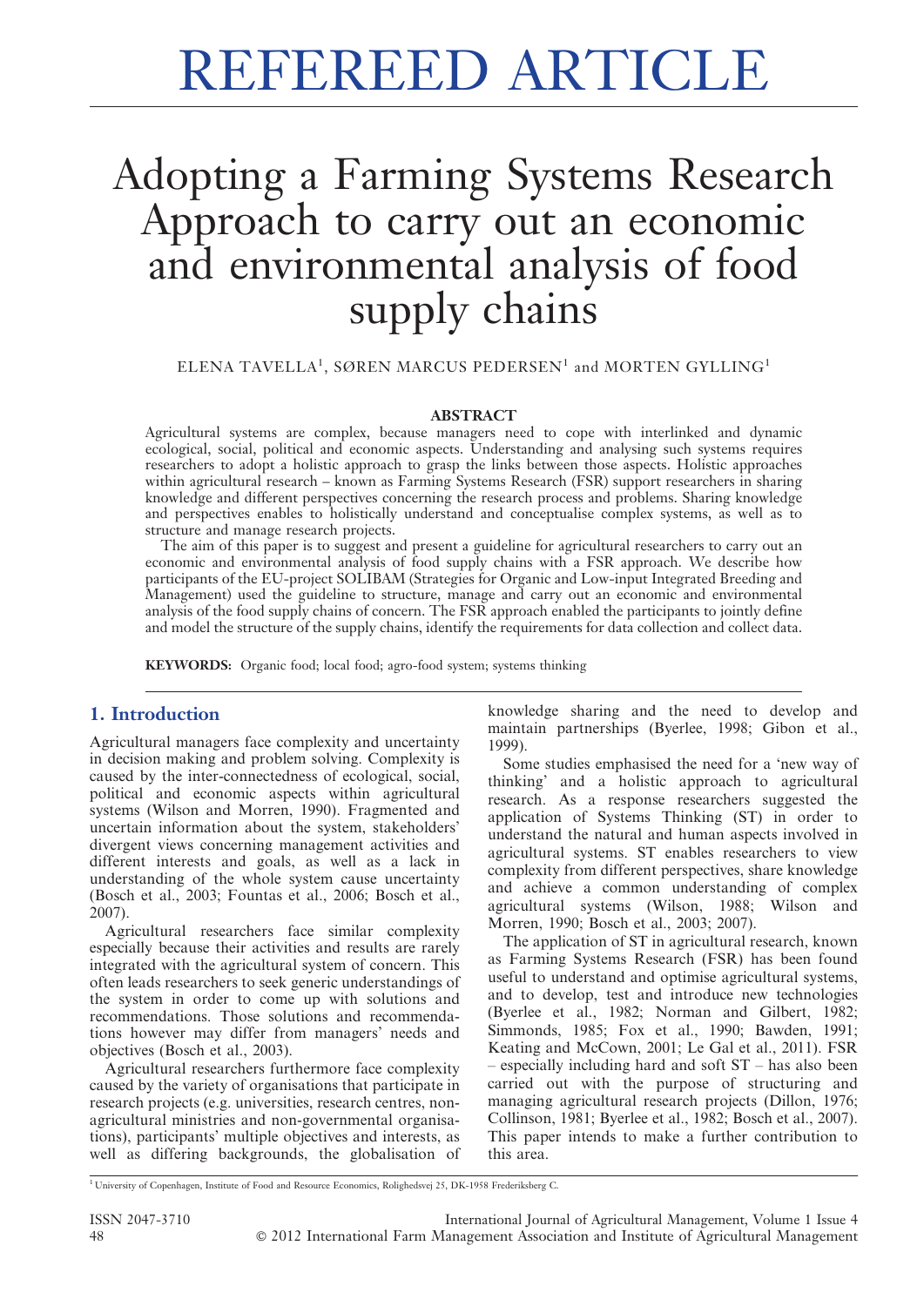# REFEREED ARTICLE

# Adopting a Farming Systems Research Approach to carry out an economic and environmental analysis of food supply chains

ELENA TAVELLA[1], SØREN MARCUS PEDERSEN[1] and MORTEN GYLLING[1]

### ABSTRACT

Agricultural systems are complex, because managers need to cope with interlinked and dynamic ecological, social, political and economic aspects. Understanding and analysing such systems requires researchers to adopt a holistic approach to grasp the links between those aspects. Holistic approaches within agricultural research – known as Farming Systems Research (FSR) support researchers in sharing knowledge and different perspectives concerning the research process and problems. Sharing knowledge and perspectives enables to holistically understand and conceptualise complex systems, as well as to structure and manage research projects.

The aim of this paper is to suggest and present a guideline for agricultural researchers to carry out an economic and environmental analysis of food supply chains with a FSR approach. We describe how participants of the EU-project SOLIBAM (Strategies for Organic and Low-input Integrated Breeding and Management) used the guideline to structure, manage and carry out an economic and environmental analysis of the food supply chains of concern. The FSR approach enabled the participants to jointly define and model the structure of the supply chains, identify the requirements for data collection and collect data.

**KEYWORDS:** Organic food; local food; agro-food system; systems thinking

## 1. Introduction

Agricultural managers face complexity and uncertainty in decision making and problem solving. Complexity is caused by the inter-connectedness of ecological, social, political and economic aspects within agricultural systems (Wilson and Morren, 1990). Fragmented and uncertain information about the system, stakeholders' divergent views concerning management activities and different interests and goals, as well as a lack in understanding of the whole system cause uncertainty (Bosch et al., 2003; Fountas et al., 2006; Bosch et al., 2007).

Agricultural researchers face similar complexity especially because their activities and results are rarely integrated with the agricultural system of concern. This often leads researchers to seek generic understandings of the system in order to come up with solutions and recommendations. Those solutions and recommendations however may differ from managers' needs and objectives (Bosch et al., 2003).

Agricultural researchers furthermore face complexity caused by the variety of organisations that participate in research projects (e.g. universities, research centres, non-agricultural ministries and non-governmental organisations), participants' multiple objectives and interests, as well as differing backgrounds, the globalisation of knowledge sharing and the need to develop and maintain partnerships (Byerlee, 1998; Gibon et al., 1999).

Some studies emphasised the need for a 'new way of thinking' and a holistic approach to agricultural research. As a response researchers suggested the application of Systems Thinking (ST) in order to understand the natural and human aspects involved in agricultural systems. ST enables researchers to view complexity from different perspectives, share knowledge and achieve a common understanding of complex agricultural systems (Wilson, 1988; Wilson and Morren, 1990; Bosch et al., 2003; 2007).

The application of ST in agricultural research, known as Farming Systems Research (FSR) has been found useful to understand and optimise agricultural systems, and to develop, test and introduce new technologies (Byerlee et al., 1982; Norman and Gilbert, 1982; Simmonds, 1985; Fox et al., 1990; Bawden, 1991; Keating and McCown, 2001; Le Gal et al., 2011). FSR – especially including hard and soft ST – has also been carried out with the purpose of structuring and managing agricultural research projects (Dillon, 1976; Collinson, 1981; Byerlee et al., 1982; Bosch et al., 2007). This paper intends to make a further contribution to this area.

[1] University of Copenhagen, Institute of Food and Resource Economics, Rolighedsvej 25, DK-1958 Frederiksberg C.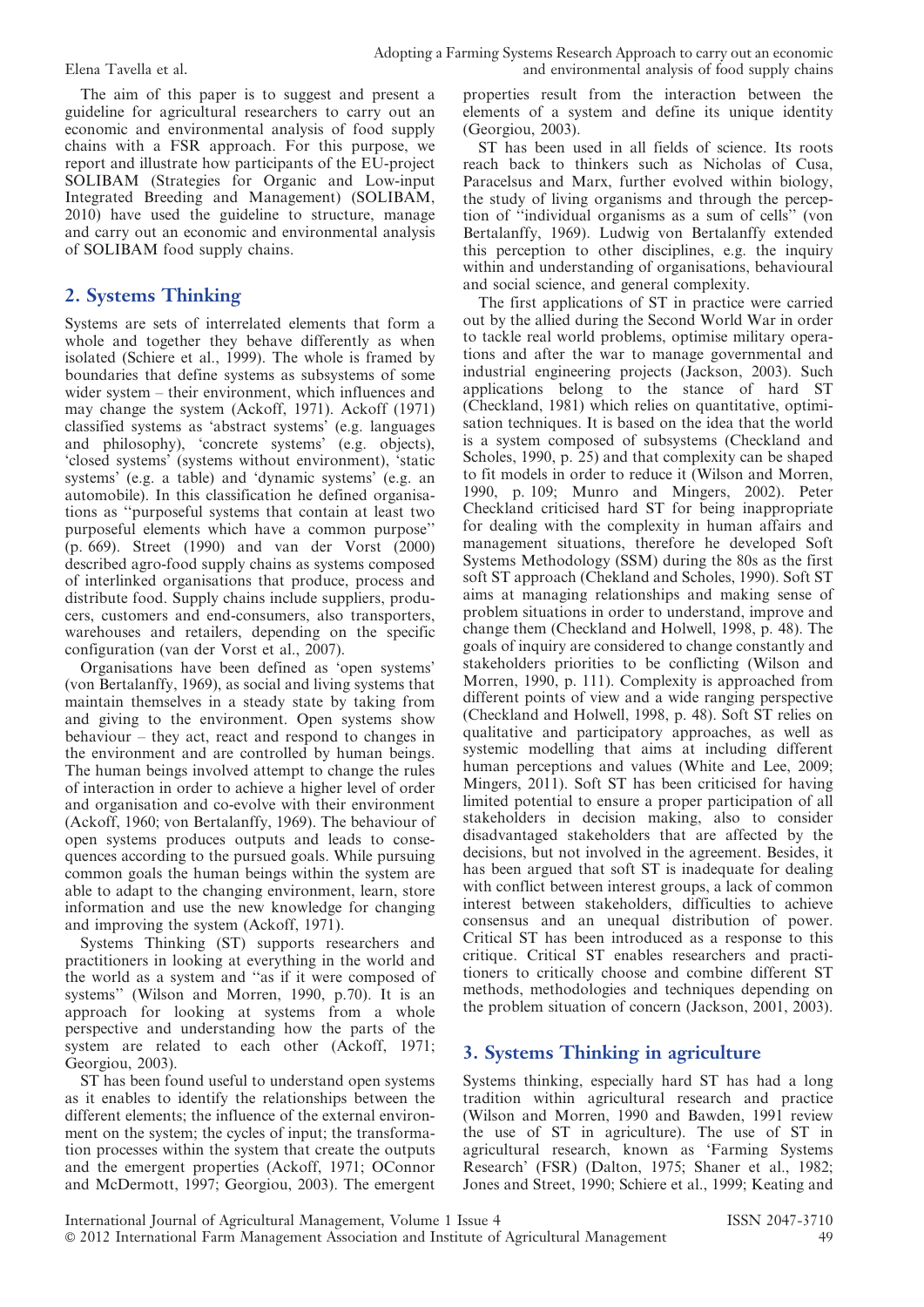The aim of this paper is to suggest and present a guideline for agricultural researchers to carry out an economic and environmental analysis of food supply chains with a FSR approach. For this purpose, we report and illustrate how participants of the EU-project SOLIBAM (Strategies for Organic and Low-input Integrated Breeding and Management) (SOLIBAM, 2010) have used the guideline to structure, manage and carry out an economic and environmental analysis of SOLIBAM food supply chains.

## 2. Systems Thinking

Systems are sets of interrelated elements that form a whole and together they behave differently as when isolated (Schiere et al., 1999). The whole is framed by boundaries that define systems as subsystems of some wider system – their environment, which influences and may change the system (Ackoff, 1971). Ackoff (1971) classified systems as 'abstract systems' (e.g. languages and philosophy), 'concrete systems' (e.g. objects), 'closed systems' (systems without environment), 'static systems' (e.g. a table) and 'dynamic systems' (e.g. an automobile). In this classification he defined organisations as ''purposeful systems that contain at least two purposeful elements which have a common purpose'' (p. 669). Street (1990) and van der Vorst (2000) described agro-food supply chains as systems composed of interlinked organisations that produce, process and distribute food. Supply chains include suppliers, producers, customers and end-consumers, also transporters, warehouses and retailers, depending on the specific configuration (van der Vorst et al., 2007).

Organisations have been defined as 'open systems' (von Bertalanffy, 1969), as social and living systems that maintain themselves in a steady state by taking from and giving to the environment. Open systems show behaviour – they act, react and respond to changes in the environment and are controlled by human beings. The human beings involved attempt to change the rules of interaction in order to achieve a higher level of order and organisation and co-evolve with their environment (Ackoff, 1960; von Bertalanffy, 1969). The behaviour of open systems produces outputs and leads to consequences according to the pursued goals. While pursuing common goals the human beings within the system are able to adapt to the changing environment, learn, store information and use the new knowledge for changing and improving the system (Ackoff, 1971).

Systems Thinking (ST) supports researchers and practitioners in looking at everything in the world and the world as a system and ''as if it were composed of systems'' (Wilson and Morren, 1990, p.70). It is an approach for looking at systems from a whole perspective and understanding how the parts of the system are related to each other (Ackoff, 1971; Georgiou, 2003).

ST has been found useful to understand open systems as it enables to identify the relationships between the different elements; the influence of the external environment on the system; the cycles of input; the transformation processes within the system that create the outputs and the emergent properties (Ackoff, 1971; OConnor and McDermott, 1997; Georgiou, 2003). The emergent properties result from the interaction between the elements of a system and define its unique identity (Georgiou, 2003).

ST has been used in all fields of science. Its roots reach back to thinkers such as Nicholas of Cusa, Paracelsus and Marx, further evolved within biology, the study of living organisms and through the perception of ''individual organisms as a sum of cells'' (von Bertalanffy, 1969). Ludwig von Bertalanffy extended this perception to other disciplines, e.g. the inquiry within and understanding of organisations, behavioural and social science, and general complexity.

The first applications of ST in practice were carried out by the allied during the Second World War in order to tackle real world problems, optimise military operations and after the war to manage governmental and industrial engineering projects (Jackson, 2003). Such applications belong to the stance of hard ST (Checkland, 1981) which relies on quantitative, optimisation techniques. It is based on the idea that the world is a system composed of subsystems (Checkland and Scholes, 1990, p. 25) and that complexity can be shaped to fit models in order to reduce it (Wilson and Morren, 1990, p. 109; Munro and Mingers, 2002). Peter Checkland criticised hard ST for being inappropriate for dealing with the complexity in human affairs and management situations, therefore he developed Soft Systems Methodology (SSM) during the 80s as the first soft ST approach (Chekland and Scholes, 1990). Soft ST aims at managing relationships and making sense of problem situations in order to understand, improve and change them (Checkland and Holwell, 1998, p. 48). The goals of inquiry are considered to change constantly and stakeholders priorities to be conflicting (Wilson and Morren, 1990, p. 111). Complexity is approached from different points of view and a wide ranging perspective (Checkland and Holwell, 1998, p. 48). Soft ST relies on qualitative and participatory approaches, as well as systemic modelling that aims at including different human perceptions and values (White and Lee, 2009; Mingers, 2011). Soft ST has been criticised for having limited potential to ensure a proper participation of all stakeholders in decision making, also to consider disadvantaged stakeholders that are affected by the decisions, but not involved in the agreement. Besides, it has been argued that soft ST is inadequate for dealing with conflict between interest groups, a lack of common interest between stakeholders, difficulties to achieve consensus and an unequal distribution of power. Critical ST has been introduced as a response to this critique. Critical ST enables researchers and practitioners to critically choose and combine different ST methods, methodologies and techniques depending on the problem situation of concern (Jackson, 2001, 2003).

## 3. Systems Thinking in agriculture

Systems thinking, especially hard ST has had a long tradition within agricultural research and practice (Wilson and Morren, 1990 and Bawden, 1991 review the use of ST in agriculture). The use of ST in agricultural research, known as 'Farming Systems Research' (FSR) (Dalton, 1975; Shaner et al., 1982; Jones and Street, 1990; Schiere et al., 1999; Keating and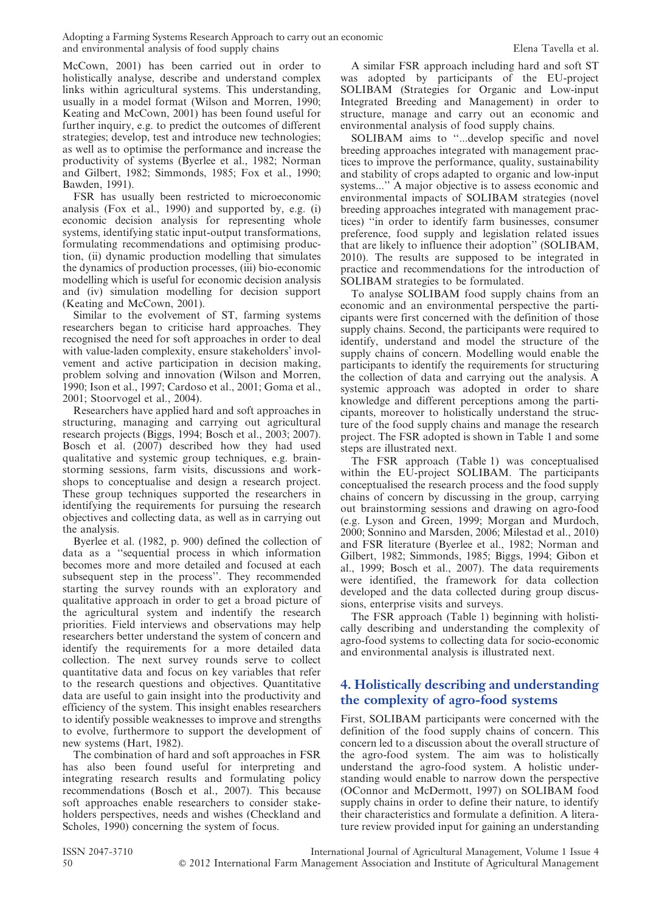McCown, 2001) has been carried out in order to holistically analyse, describe and understand complex links within agricultural systems. This understanding, usually in a model format (Wilson and Morren, 1990; Keating and McCown, 2001) has been found useful for further inquiry, e.g. to predict the outcomes of different strategies; develop, test and introduce new technologies; as well as to optimise the performance and increase the productivity of systems (Byerlee et al., 1982; Norman and Gilbert, 1982; Simmonds, 1985; Fox et al., 1990; Bawden, 1991).

FSR has usually been restricted to microeconomic analysis (Fox et al., 1990) and supported by, e.g. (i) economic decision analysis for representing whole systems, identifying static input-output transformations, formulating recommendations and optimising production, (ii) dynamic production modelling that simulates the dynamics of production processes, (iii) bio-economic modelling which is useful for economic decision analysis and (iv) simulation modelling for decision support (Keating and McCown, 2001).

Similar to the evolvement of ST, farming systems researchers began to criticise hard approaches. They recognised the need for soft approaches in order to deal with value-laden complexity, ensure stakeholders' involvement and active participation in decision making, problem solving and innovation (Wilson and Morren, 1990; Ison et al., 1997; Cardoso et al., 2001; Goma et al., 2001; Stoorvogel et al., 2004).

Researchers have applied hard and soft approaches in structuring, managing and carrying out agricultural research projects (Biggs, 1994; Bosch et al., 2003; 2007). Bosch et al. (2007) described how they had used qualitative and systemic group techniques, e.g. brainstorming sessions, farm visits, discussions and workshops to conceptualise and design a research project. These group techniques supported the researchers in identifying the requirements for pursuing the research objectives and collecting data, as well as in carrying out the analysis.

Byerlee et al. (1982, p. 900) defined the collection of data as a ''sequential process in which information becomes more and more detailed and focused at each subsequent step in the process''. They recommended starting the survey rounds with an exploratory and qualitative approach in order to get a broad picture of the agricultural system and indentify the research priorities. Field interviews and observations may help researchers better understand the system of concern and identify the requirements for a more detailed data collection. The next survey rounds serve to collect quantitative data and focus on key variables that refer to the research questions and objectives. Quantitative data are useful to gain insight into the productivity and efficiency of the system. This insight enables researchers to identify possible weaknesses to improve and strengths to evolve, furthermore to support the development of new systems (Hart, 1982).

The combination of hard and soft approaches in FSR has also been found useful for interpreting and integrating research results and formulating policy recommendations (Bosch et al., 2007). This because soft approaches enable researchers to consider stakeholders perspectives, needs and wishes (Checkland and Scholes, 1990) concerning the system of focus.

A similar FSR approach including hard and soft ST was adopted by participants of the EU-project SOLIBAM (Strategies for Organic and Low-input Integrated Breeding and Management) in order to structure, manage and carry out an economic and environmental analysis of food supply chains.

SOLIBAM aims to ''...develop specific and novel breeding approaches integrated with management practices to improve the performance, quality, sustainability and stability of crops adapted to organic and low-input systems...'' A major objective is to assess economic and environmental impacts of SOLIBAM strategies (novel breeding approaches integrated with management practices) ''in order to identify farm businesses, consumer preference, food supply and legislation related issues that are likely to influence their adoption'' (SOLIBAM, 2010). The results are supposed to be integrated in practice and recommendations for the introduction of SOLIBAM strategies to be formulated.

To analyse SOLIBAM food supply chains from an economic and an environmental perspective the participants were first concerned with the definition of those supply chains. Second, the participants were required to identify, understand and model the structure of the supply chains of concern. Modelling would enable the participants to identify the requirements for structuring the collection of data and carrying out the analysis. A systemic approach was adopted in order to share knowledge and different perceptions among the participants, moreover to holistically understand the structure of the food supply chains and manage the research project. The FSR adopted is shown in Table 1 and some steps are illustrated next.

The FSR approach (Table 1) was conceptualised within the EU-project SOLIBAM. The participants conceptualised the research process and the food supply chains of concern by discussing in the group, carrying out brainstorming sessions and drawing on agro-food (e.g. Lyson and Green, 1999; Morgan and Murdoch, 2000; Sonnino and Marsden, 2006; Milestad et al., 2010) and FSR literature (Byerlee et al., 1982; Norman and Gilbert, 1982; Simmonds, 1985; Biggs, 1994; Gibon et al., 1999; Bosch et al., 2007). The data requirements were identified, the framework for data collection developed and the data collected during group discussions, enterprise visits and surveys.

The FSR approach (Table 1) beginning with holistically describing and understanding the complexity of agro-food systems to collecting data for socio-economic and environmental analysis is illustrated next.

## 4. Holistically describing and understanding the complexity of agro-food systems

First, SOLIBAM participants were concerned with the definition of the food supply chains of concern. This concern led to a discussion about the overall structure of the agro-food system. The aim was to holistically understand the agro-food system. A holistic understanding would enable to narrow down the perspective (OConnor and McDermott, 1997) on SOLIBAM food supply chains in order to define their nature, to identify their characteristics and formulate a definition. A literature review provided input for gaining an understanding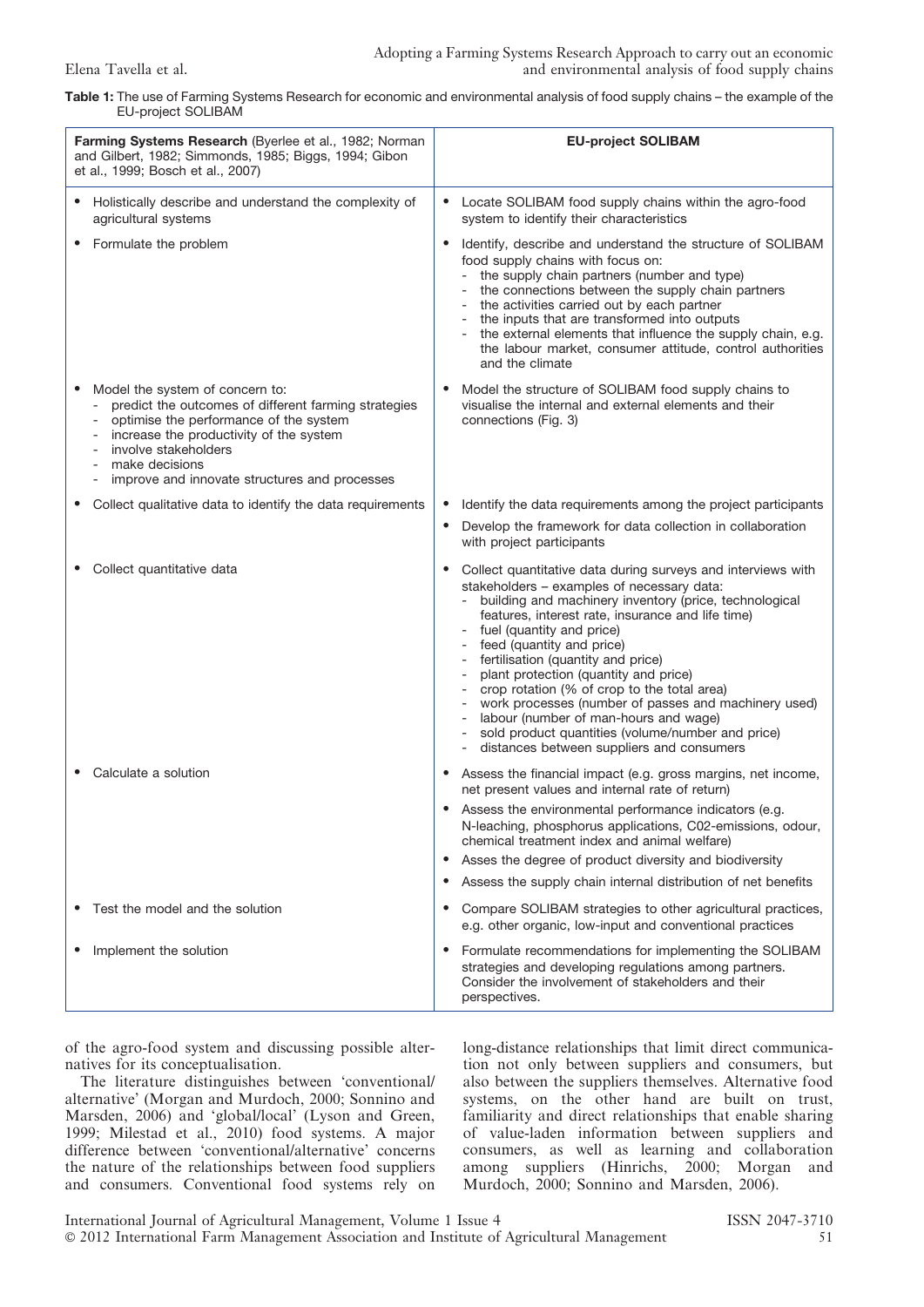**Table 1:** The use of Farming Systems Research for economic and environmental analysis of food supply chains – the example of the EU-project SOLIBAM

| **Farming Systems Research** (Byerlee et al., 1982; Norman and Gilbert, 1982; Simmonds, 1985; Biggs, 1994; Gibon et al., 1999; Bosch et al., 2007) | **EU-project SOLIBAM** |
|---|---|
| • Holistically describe and understand the complexity of agricultural systems | • Locate SOLIBAM food supply chains within the agro-food system to identify their characteristics |
| • Formulate the problem | • Identify, describe and understand the structure of SOLIBAM food supply chains with focus on:<br>- the supply chain partners (number and type)<br>- the connections between the supply chain partners<br>- the activities carried out by each partner<br>- the inputs that are transformed into outputs<br>- the external elements that influence the supply chain, e.g. the labour market, consumer attitude, control authorities and the climate |
| • Model the system of concern to:<br>- predict the outcomes of different farming strategies<br>- optimise the performance of the system<br>- increase the productivity of the system<br>- involve stakeholders<br>- make decisions<br>- improve and innovate structures and processes | • Model the structure of SOLIBAM food supply chains to visualise the internal and external elements and their connections (Fig. 3) |
| • Collect qualitative data to identify the data requirements | • Identify the data requirements among the project participants<br>• Develop the framework for data collection in collaboration with project participants |
| • Collect quantitative data | • Collect quantitative data during surveys and interviews with stakeholders – examples of necessary data:<br>- building and machinery inventory (price, technological features, interest rate, insurance and life time)<br>- fuel (quantity and price)<br>- feed (quantity and price)<br>- fertilisation (quantity and price)<br>- plant protection (quantity and price)<br>- crop rotation (% of crop to the total area)<br>- work processes (number of passes and machinery used)<br>- labour (number of man-hours and wage)<br>- sold product quantities (volume/number and price)<br>- distances between suppliers and consumers |
| • Calculate a solution | • Assess the financial impact (e.g. gross margins, net income, net present values and internal rate of return)<br>• Assess the environmental performance indicators (e.g. N-leaching, phosphorus applications, C02-emissions, odour, chemical treatment index and animal welfare)<br>• Asses the degree of product diversity and biodiversity<br>• Assess the supply chain internal distribution of net benefits |
| • Test the model and the solution | • Compare SOLIBAM strategies to other agricultural practices, e.g. other organic, low-input and conventional practices |
| • Implement the solution | • Formulate recommendations for implementing the SOLIBAM strategies and developing regulations among partners. Consider the involvement of stakeholders and their perspectives. |

of the agro-food system and discussing possible alternatives for its conceptualisation.

The literature distinguishes between 'conventional/alternative' (Morgan and Murdoch, 2000; Sonnino and Marsden, 2006) and 'global/local' (Lyson and Green, 1999; Milestad et al., 2010) food systems. A major difference between 'conventional/alternative' concerns the nature of the relationships between food suppliers and consumers. Conventional food systems rely on long-distance relationships that limit direct communication not only between suppliers and consumers, but also between the suppliers themselves. Alternative food systems, on the other hand are built on trust, familiarity and direct relationships that enable sharing of value-laden information between suppliers and consumers, as well as learning and collaboration among suppliers (Hinrichs, 2000; Morgan and Murdoch, 2000; Sonnino and Marsden, 2006).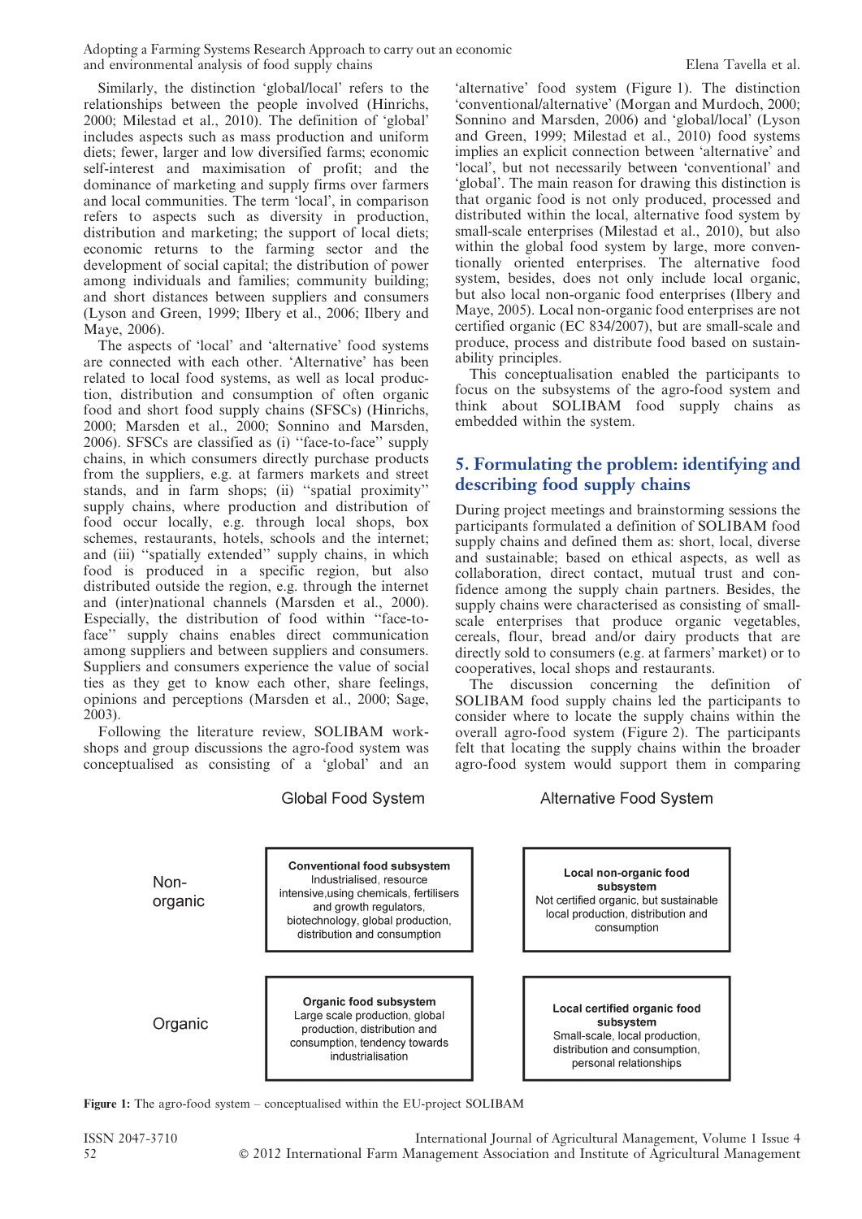Similarly, the distinction 'global/local' refers to the relationships between the people involved (Hinrichs, 2000; Milestad et al., 2010). The definition of 'global' includes aspects such as mass production and uniform diets; fewer, larger and low diversified farms; economic self-interest and maximisation of profit; and the dominance of marketing and supply firms over farmers and local communities. The term 'local', in comparison refers to aspects such as diversity in production, distribution and marketing; the support of local diets; economic returns to the farming sector and the development of social capital; the distribution of power among individuals and families; community building; and short distances between suppliers and consumers (Lyson and Green, 1999; Ilbery et al., 2006; Ilbery and Maye, 2006).

The aspects of 'local' and 'alternative' food systems are connected with each other. 'Alternative' has been related to local food systems, as well as local production, distribution and consumption of often organic food and short food supply chains (SFSCs) (Hinrichs, 2000; Marsden et al., 2000; Sonnino and Marsden, 2006). SFSCs are classified as (i) ''face-to-face'' supply chains, in which consumers directly purchase products from the suppliers, e.g. at farmers markets and street stands, and in farm shops; (ii) ''spatial proximity'' supply chains, where production and distribution of food occur locally, e.g. through local shops, box schemes, restaurants, hotels, schools and the internet; and (iii) ''spatially extended'' supply chains, in which food is produced in a specific region, but also distributed outside the region, e.g. through the internet and (inter)national channels (Marsden et al., 2000). Especially, the distribution of food within ''face-to-face'' supply chains enables direct communication among suppliers and between suppliers and consumers. Suppliers and consumers experience the value of social ties as they get to know each other, share feelings, opinions and perceptions (Marsden et al., 2000; Sage, 2003).

Following the literature review, SOLIBAM workshops and group discussions the agro-food system was conceptualised as consisting of a 'global' and an 'alternative' food system (Figure 1). The distinction 'conventional/alternative' (Morgan and Murdoch, 2000; Sonnino and Marsden, 2006) and 'global/local' (Lyson and Green, 1999; Milestad et al., 2010) food systems implies an explicit connection between 'alternative' and 'local', but not necessarily between 'conventional' and 'global'. The main reason for drawing this distinction is that organic food is not only produced, processed and distributed within the local, alternative food system by small-scale enterprises (Milestad et al., 2010), but also within the global food system by large, more conventionally oriented enterprises. The alternative food system, besides, does not only include local organic, but also local non-organic food enterprises (Ilbery and Maye, 2005). Local non-organic food enterprises are not certified organic (EC 834/2007), but are small-scale and produce, process and distribute food based on sustainability principles.

This conceptualisation enabled the participants to focus on the subsystems of the agro-food system and think about SOLIBAM food supply chains as embedded within the system.

## 5. Formulating the problem: identifying and describing food supply chains

During project meetings and brainstorming sessions the participants formulated a definition of SOLIBAM food supply chains and defined them as: short, local, diverse and sustainable; based on ethical aspects, as well as collaboration, direct contact, mutual trust and confidence among the supply chain partners. Besides, the supply chains were characterised as consisting of small-scale enterprises that produce organic vegetables, cereals, flour, bread and/or dairy products that are directly sold to consumers (e.g. at farmers' market) or to cooperatives, local shops and restaurants.

The discussion concerning the definition of SOLIBAM food supply chains led the participants to consider where to locate the supply chains within the overall agro-food system (Figure 2). The participants felt that locating the supply chains within the broader agro-food system would support them in comparing

| | Global Food System | Alternative Food System |
|---|---|---|
| Non-organic | **Conventional food subsystem** Industrialised, resource intensive, using chemicals, fertilisers and growth regulators, biotechnology, global production, distribution and consumption | **Local non-organic food subsystem** Not certified organic, but sustainable local production, distribution and consumption |
| Organic | **Organic food subsystem** Large scale production, global production, distribution and consumption, tendency towards industrialisation | **Local certified organic food subsystem** Small-scale, local production, distribution and consumption, personal relationships |

**Figure 1:** The agro-food system – conceptualised within the EU-project SOLIBAM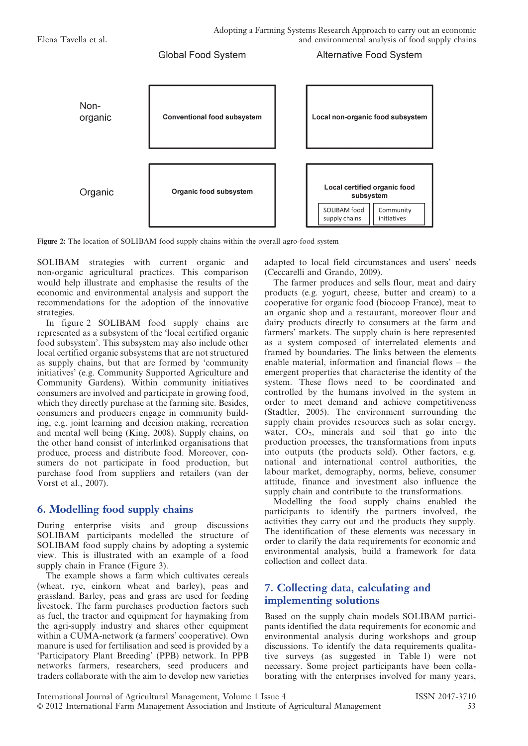| | Global Food System | Alternative Food System |
|---|---|---|
| Non-organic | Conventional food subsystem | Local non-organic food subsystem |
| Organic | Organic food subsystem | Local certified organic food subsystem (SOLIBAM food supply chains; Community initiatives) |

**Figure 2:** The location of SOLIBAM food supply chains within the overall agro-food system

SOLIBAM strategies with current organic and non-organic agricultural practices. This comparison would help illustrate and emphasise the results of the economic and environmental analysis and support the recommendations for the adoption of the innovative strategies.

In figure 2 SOLIBAM food supply chains are represented as a subsystem of the 'local certified organic food subsystem'. This subsystem may also include other local certified organic subsystems that are not structured as supply chains, but that are formed by 'community initiatives' (e.g. Community Supported Agriculture and Community Gardens). Within community initiatives consumers are involved and participate in growing food, which they directly purchase at the farming site. Besides, consumers and producers engage in community building, e.g. joint learning and decision making, recreation and mental well being (King, 2008). Supply chains, on the other hand consist of interlinked organisations that produce, process and distribute food. Moreover, consumers do not participate in food production, but purchase food from suppliers and retailers (van der Vorst et al., 2007).

## 6. Modelling food supply chains

During enterprise visits and group discussions SOLIBAM participants modelled the structure of SOLIBAM food supply chains by adopting a systemic view. This is illustrated with an example of a food supply chain in France (Figure 3).

The example shows a farm which cultivates cereals (wheat, rye, einkorn wheat and barley), peas and grassland. Barley, peas and grass are used for feeding livestock. The farm purchases production factors such as fuel, the tractor and equipment for haymaking from the agri-supply industry and shares other equipment within a CUMA-network (a farmers' cooperative). Own manure is used for fertilisation and seed is provided by a 'Participatory Plant Breeding' (PPB) network. In PPB networks farmers, researchers, seed producers and traders collaborate with the aim to develop new varieties adapted to local field circumstances and users' needs (Ceccarelli and Grando, 2009).

The farmer produces and sells flour, meat and dairy products (e.g. yogurt, cheese, butter and cream) to a cooperative for organic food (biocoop France), meat to an organic shop and a restaurant, moreover flour and dairy products directly to consumers at the farm and farmers' markets. The supply chain is here represented as a system composed of interrelated elements and framed by boundaries. The links between the elements enable material, information and financial flows – the emergent properties that characterise the identity of the system. These flows need to be coordinated and controlled by the humans involved in the system in order to meet demand and achieve competitiveness (Stadtler, 2005). The environment surrounding the supply chain provides resources such as solar energy, water, $CO_2$, minerals and soil that go into the production processes, the transformations from inputs into outputs (the products sold). Other factors, e.g. national and international control authorities, the labour market, demography, norms, believe, consumer attitude, finance and investment also influence the supply chain and contribute to the transformations.

Modelling the food supply chains enabled the participants to identify the partners involved, the activities they carry out and the products they supply. The identification of these elements was necessary in order to clarify the data requirements for economic and environmental analysis, build a framework for data collection and collect data.

## 7. Collecting data, calculating and implementing solutions

Based on the supply chain models SOLIBAM participants identified the data requirements for economic and environmental analysis during workshops and group discussions. To identify the data requirements qualitative surveys (as suggested in Table 1) were not necessary. Some project participants have been collaborating with the enterprises involved for many years,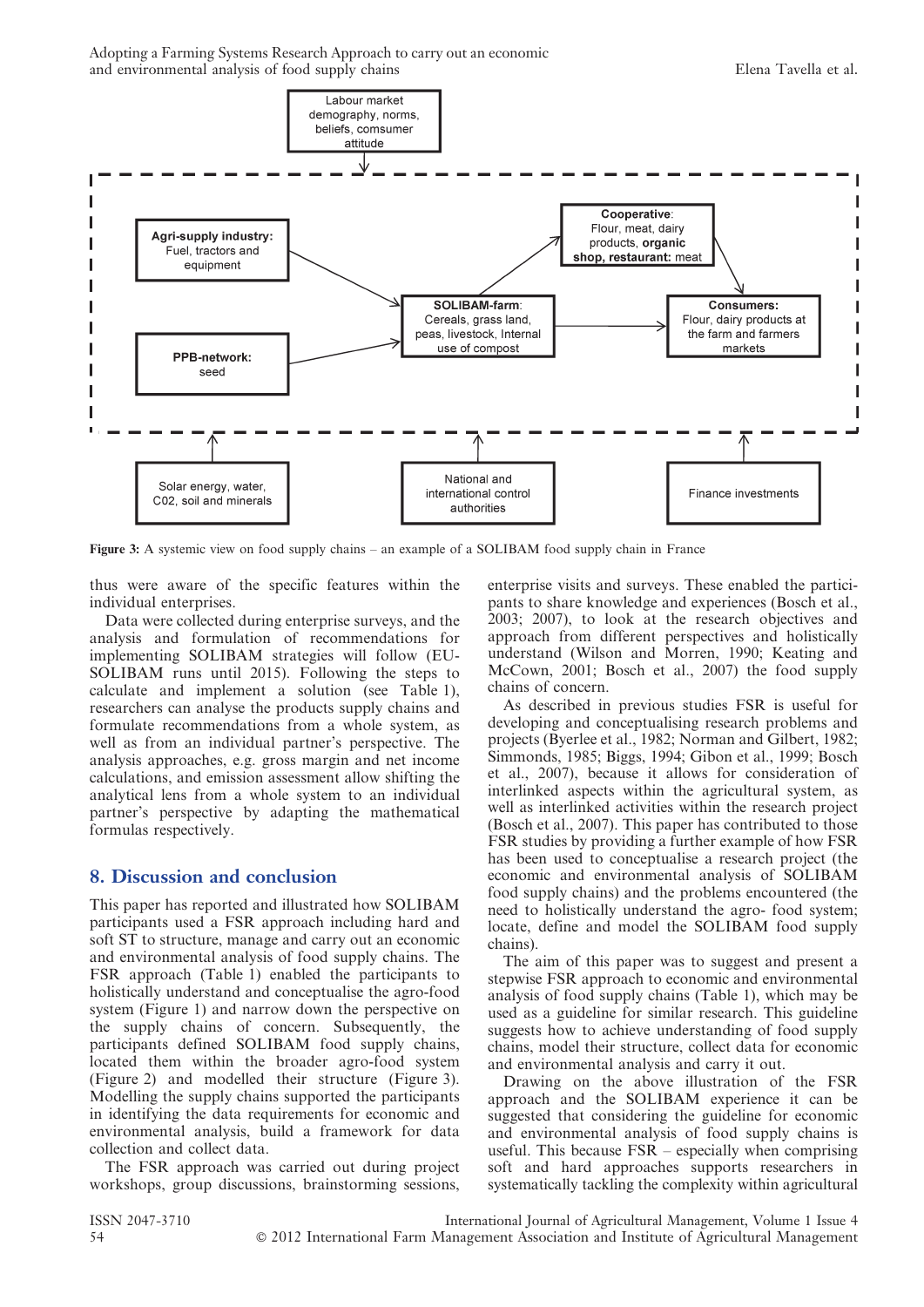Labour market demography, norms, beliefs, comsumer attitude

Agri-supply industry: Fuel, tractors and equipment

PPB-network: seed

SOLIBAM-farm: Cereals, grass land, peas, livestock, Internal use of compost

Cooperative: Flour, meat, dairy products, organic shop, restaurant: meat

Consumers: Flour, dairy products at the farm and farmers markets

Solar energy, water, C02, soil and minerals

National and international control authorities

Finance investments

**Figure 3:** A systemic view on food supply chains – an example of a SOLIBAM food supply chain in France

thus were aware of the specific features within the individual enterprises.

Data were collected during enterprise surveys, and the analysis and formulation of recommendations for implementing SOLIBAM strategies will follow (EU-SOLIBAM runs until 2015). Following the steps to calculate and implement a solution (see Table 1), researchers can analyse the products supply chains and formulate recommendations from a whole system, as well as from an individual partner's perspective. The analysis approaches, e.g. gross margin and net income calculations, and emission assessment allow shifting the analytical lens from a whole system to an individual partner's perspective by adapting the mathematical formulas respectively.

## 8. Discussion and conclusion

This paper has reported and illustrated how SOLIBAM participants used a FSR approach including hard and soft ST to structure, manage and carry out an economic and environmental analysis of food supply chains. The FSR approach (Table 1) enabled the participants to holistically understand and conceptualise the agro-food system (Figure 1) and narrow down the perspective on the supply chains of concern. Subsequently, the participants defined SOLIBAM food supply chains, located them within the broader agro-food system (Figure 2) and modelled their structure (Figure 3). Modelling the supply chains supported the participants in identifying the data requirements for economic and environmental analysis, build a framework for data collection and collect data.

The FSR approach was carried out during project workshops, group discussions, brainstorming sessions, enterprise visits and surveys. These enabled the participants to share knowledge and experiences (Bosch et al., 2003; 2007), to look at the research objectives and approach from different perspectives and holistically understand (Wilson and Morren, 1990; Keating and McCown, 2001; Bosch et al., 2007) the food supply chains of concern.

As described in previous studies FSR is useful for developing and conceptualising research problems and projects (Byerlee et al., 1982; Norman and Gilbert, 1982; Simmonds, 1985; Biggs, 1994; Gibon et al., 1999; Bosch et al., 2007), because it allows for consideration of interlinked aspects within the agricultural system, as well as interlinked activities within the research project (Bosch et al., 2007). This paper has contributed to those FSR studies by providing a further example of how FSR has been used to conceptualise a research project (the economic and environmental analysis of SOLIBAM food supply chains) and the problems encountered (the need to holistically understand the agro- food system; locate, define and model the SOLIBAM food supply chains).

The aim of this paper was to suggest and present a stepwise FSR approach to economic and environmental analysis of food supply chains (Table 1), which may be used as a guideline for similar research. This guideline suggests how to achieve understanding of food supply chains, model their structure, collect data for economic and environmental analysis and carry it out.

Drawing on the above illustration of the FSR approach and the SOLIBAM experience it can be suggested that considering the guideline for economic and environmental analysis of food supply chains is useful. This because FSR – especially when comprising soft and hard approaches supports researchers in systematically tackling the complexity within agricultural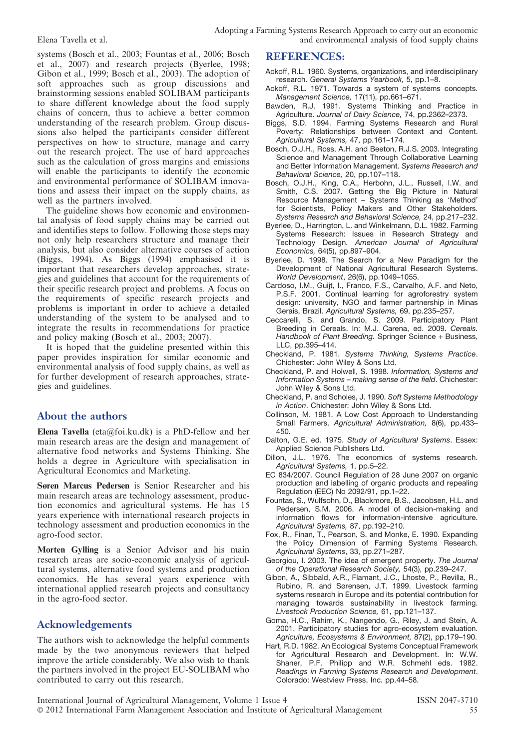systems (Bosch et al., 2003; Fountas et al., 2006; Bosch et al., 2007) and research projects (Byerlee, 1998; Gibon et al., 1999; Bosch et al., 2003). The adoption of soft approaches such as group discussions and brainstorming sessions enabled SOLIBAM participants to share different knowledge about the food supply chains of concern, thus to achieve a better common understanding of the research problem. Group discussions also helped the participants consider different perspectives on how to structure, manage and carry out the research project. The use of hard approaches such as the calculation of gross margins and emissions will enable the participants to identify the economic and environmental performance of SOLIBAM innovations and assess their impact on the supply chains, as well as the partners involved.

The guideline shows how economic and environmental analysis of food supply chains may be carried out and identifies steps to follow. Following those steps may not only help researchers structure and manage their analysis, but also consider alternative courses of action (Biggs, 1994). As Biggs (1994) emphasised it is important that researchers develop approaches, strategies and guidelines that account for the requirements of their specific research project and problems. A focus on the requirements of specific research projects and problems is important in order to achieve a detailed understanding of the system to be analysed and to integrate the results in recommendations for practice and policy making (Bosch et al., 2003; 2007).

It is hoped that the guideline presented within this paper provides inspiration for similar economic and environmental analysis of food supply chains, as well as for further development of research approaches, strategies and guidelines.

## About the authors

**Elena Tavella** (eta@foi.ku.dk) is a PhD-fellow and her main research areas are the design and management of alternative food networks and Systems Thinking. She holds a degree in Agriculture with specialisation in Agricultural Economics and Marketing.

**Søren Marcus Pedersen** is Senior Researcher and his main research areas are technology assessment, production economics and agricultural systems. He has 15 years experience with international research projects in technology assessment and production economics in the agro-food sector.

**Morten Gylling** is a Senior Advisor and his main research areas are socio-economic analysis of agricultural systems, alternative food systems and production economics. He has several years experience with international applied research projects and consultancy in the agro-food sector.

## Acknowledgements

The authors wish to acknowledge the helpful comments made by the two anonymous reviewers that helped improve the article considerably. We also wish to thank the partners involved in the project EU-SOLIBAM who contributed to carry out this research.

## REFERENCES:

Ackoff, R.L. 1960. Systems, organizations, and interdisciplinary research. *General Systems Yearbook,* 5, pp.1–8.

Ackoff, R.L. 1971. Towards a system of systems concepts. *Management Science,* 17(11), pp.661–671.

Bawden, R.J. 1991. Systems Thinking and Practice in Agriculture. *Journal of Dairy Science,* 74, pp.2362–2373.

Biggs, S.D. 1994. Farming Systems Research and Rural Poverty: Relationships between Context and Content. *Agricultural Systems,* 47, pp.161–174.

Bosch, O.J.H., Ross, A.H. and Beeton, R.J.S. 2003. Integrating Science and Management Through Collaborative Learning and Better Information Management. *Systems Research and Behavioral Science,* 20, pp.107–118.

Bosch, O.J.H., King, C.A., Herbohn, J.L., Russell, I.W. and Smith, C.S. 2007. Getting the Big Picture in Natural Resource Management – Systems Thinking as 'Method' for Scientists, Policy Makers and Other Stakeholders. *Systems Research and Behavioral Science,* 24, pp.217–232.

Byerlee, D., Harrington, L. and Winkelmann, D.L. 1982. Farming Systems Research: Issues in Research Strategy and Technology Design. *American Journal of Agricultural Economics,* 64(5), pp.897–904.

Byerlee, D. 1998. The Search for a New Paradigm for the Development of National Agricultural Research Systems. *World Development*, 26(6), pp.1049–1055.

Cardoso, I.M., Guijt, I., Franco, F.S., Carvalho, A.F. and Neto, P.S.F. 2001. Continual learning for agroforestry system design: university, NGO and farmer partnership in Minas Gerais, Brazil. *Agricultural Systems,* 69, pp.235–257.

Ceccarelli, S. and Grando, S. 2009. Participatory Plant Breeding in Cereals. In: M.J. Carena, ed. 2009. *Cereals. Handbook of Plant Breeding.* Springer Science + Business, LLC, pp.395–414.

Checkland, P. 1981. *Systems Thinking, Systems Practice*. Chichester: John Wiley & Sons Ltd.

Checkland, P. and Holwell, S. 1998. *Information, Systems and Information Systems – making sense of the field*. Chichester: John Wiley & Sons Ltd.

Checkland, P. and Scholes, J. 1990. *Soft Systems Methodology in Action*. Chichester: John Wiley & Sons Ltd.

Collinson, M. 1981. A Low Cost Approach to Understanding Small Farmers. *Agricultural Administration,* 8(6), pp.433–450.

Dalton, G.E. ed. 1975. *Study of Agricultural Systems*. Essex: Applied Science Publishers Ltd.

Dillon, J.L. 1976. The economics of systems research. *Agricultural Systems,* 1, pp.5–22.

EC 834/2007. Council Regulation of 28 June 2007 on organic production and labelling of organic products and repealing Regulation (EEC) No 2092/91, pp.1–22.

Fountas, S., Wulfsohn, D., Blackmore, B.S., Jacobsen, H.L. and Pedersen, S.M. 2006. A model of decision-making and information flows for information-intensive agriculture. *Agricultural Systems,* 87, pp.192–210.

Fox, R., Finan, T., Pearson, S. and Monke, E. 1990. Expanding the Policy Dimension of Farming Systems Research. *Agricultural Systems*, 33, pp.271–287.

Georgiou, I. 2003. The idea of emergent property. *The Journal of the Operational Research Society,* 54(3), pp.239–247.

Gibon, A., Sibbald, A.R., Flamant, J.C., Lhoste, P., Revilla, R., Rubino, R. and Sørensen, J.T. 1999. Livestock farming systems research in Europe and its potential contribution for managing towards sustainability in livestock farming. *Livestock Production Science,* 61, pp.121–137.

Goma, H.C., Rahim, K., Nangendo, G., Riley, J. and Stein, A. 2001. Participatory studies for agro-ecosystem evaluation. *Agriculture, Ecosystems & Environment,* 87(2), pp.179–190.

Hart, R.D. 1982. An Ecological Systems Conceptual Framework for Agricultural Research and Development. In: W.W. Shaner, P.F. Philipp and W.R. Schmehl eds. 1982. *Readings in Farming Systems Research and Development*. Colorado: Westview Press, Inc. pp.44–58.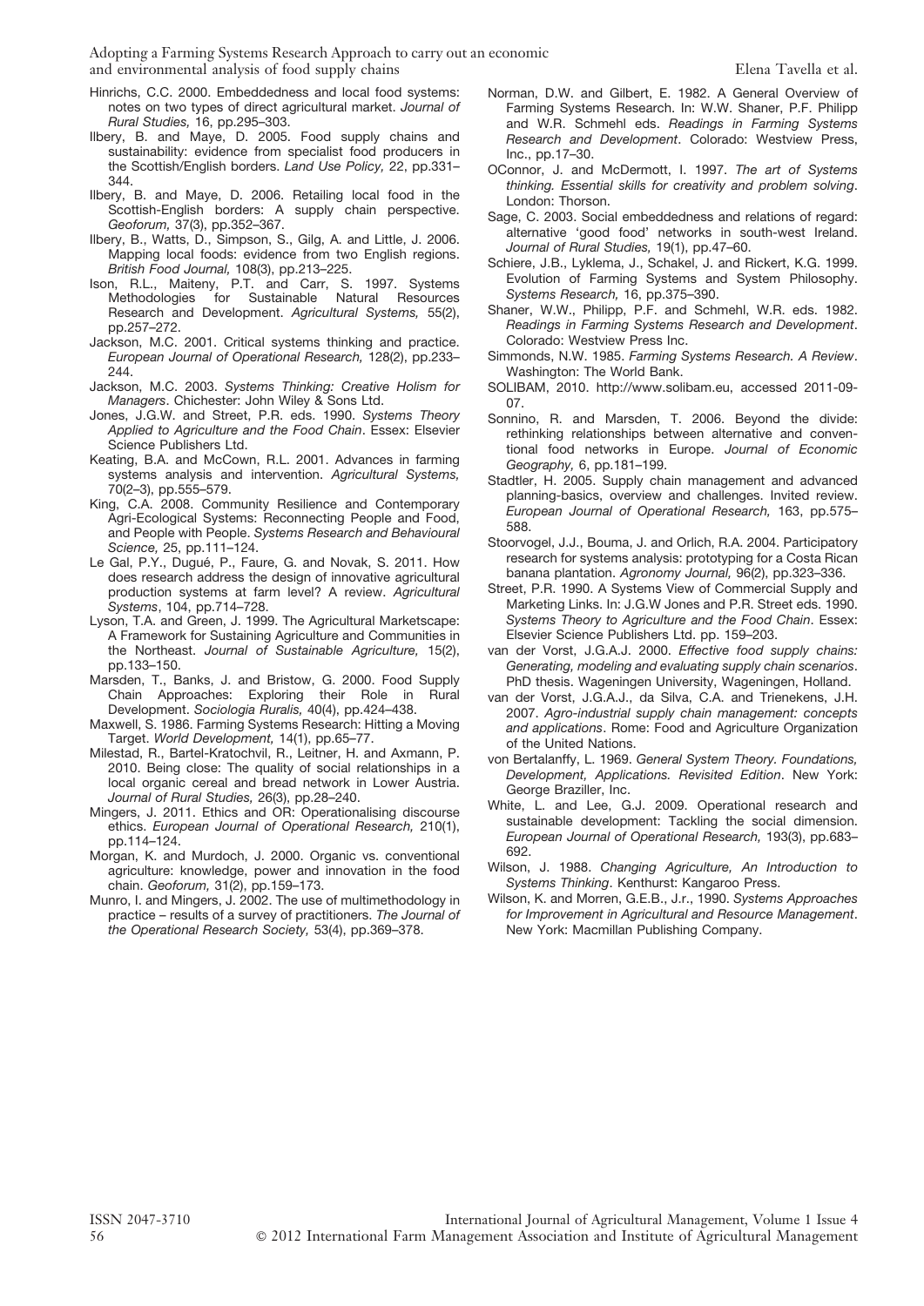Hinrichs, C.C. 2000. Embeddedness and local food systems: notes on two types of direct agricultural market. *Journal of Rural Studies,* 16, pp.295–303.

Ilbery, B. and Maye, D. 2005. Food supply chains and sustainability: evidence from specialist food producers in the Scottish/English borders. *Land Use Policy,* 22, pp.331–344.

Ilbery, B. and Maye, D. 2006. Retailing local food in the Scottish-English borders: A supply chain perspective. *Geoforum,* 37(3), pp.352–367.

Ilbery, B., Watts, D., Simpson, S., Gilg, A. and Little, J. 2006. Mapping local foods: evidence from two English regions. *British Food Journal,* 108(3), pp.213–225.

Ison, R.L., Maiteny, P.T. and Carr, S. 1997. Systems Methodologies for Sustainable Natural Resources Research and Development. *Agricultural Systems,* 55(2), pp.257–272.

Jackson, M.C. 2001. Critical systems thinking and practice. *European Journal of Operational Research,* 128(2), pp.233–244.

Jackson, M.C. 2003. *Systems Thinking: Creative Holism for Managers*. Chichester: John Wiley & Sons Ltd.

Jones, J.G.W. and Street, P.R. eds. 1990. *Systems Theory Applied to Agriculture and the Food Chain*. Essex: Elsevier Science Publishers Ltd.

Keating, B.A. and McCown, R.L. 2001. Advances in farming systems analysis and intervention. *Agricultural Systems,* 70(2–3), pp.555–579.

King, C.A. 2008. Community Resilience and Contemporary Agri-Ecological Systems: Reconnecting People and Food, and People with People. *Systems Research and Behavioural Science,* 25, pp.111–124.

Le Gal, P.Y., Dugué, P., Faure, G. and Novak, S. 2011. How does research address the design of innovative agricultural production systems at farm level? A review. *Agricultural Systems*, 104, pp.714–728.

Lyson, T.A. and Green, J. 1999. The Agricultural Marketscape: A Framework for Sustaining Agriculture and Communities in the Northeast. *Journal of Sustainable Agriculture,* 15(2), pp.133–150.

Marsden, T., Banks, J. and Bristow, G. 2000. Food Supply Chain Approaches: Exploring their Role in Rural Development. *Sociologia Ruralis,* 40(4), pp.424–438.

Maxwell, S. 1986. Farming Systems Research: Hitting a Moving Target. *World Development,* 14(1), pp.65–77.

Milestad, R., Bartel-Kratochvil, R., Leitner, H. and Axmann, P. 2010. Being close: The quality of social relationships in a local organic cereal and bread network in Lower Austria. *Journal of Rural Studies,* 26(3), pp.28–240.

Mingers, J. 2011. Ethics and OR: Operationalising discourse ethics. *European Journal of Operational Research,* 210(1), pp.114–124.

Morgan, K. and Murdoch, J. 2000. Organic vs. conventional agriculture: knowledge, power and innovation in the food chain. *Geoforum,* 31(2), pp.159–173.

Munro, I. and Mingers, J. 2002. The use of multimethodology in practice – results of a survey of practitioners. *The Journal of the Operational Research Society,* 53(4), pp.369–378.

Norman, D.W. and Gilbert, E. 1982. A General Overview of Farming Systems Research. In: W.W. Shaner, P.F. Philipp and W.R. Schmehl eds. *Readings in Farming Systems Research and Development*. Colorado: Westview Press, Inc., pp.17–30.

OConnor, J. and McDermott, I. 1997. *The art of Systems thinking. Essential skills for creativity and problem solving*. London: Thorson.

Sage, C. 2003. Social embeddedness and relations of regard: alternative 'good food' networks in south-west Ireland. *Journal of Rural Studies,* 19(1), pp.47–60.

Schiere, J.B., Lyklema, J., Schakel, J. and Rickert, K.G. 1999. Evolution of Farming Systems and System Philosophy. *Systems Research,* 16, pp.375–390.

Shaner, W.W., Philipp, P.F. and Schmehl, W.R. eds. 1982. *Readings in Farming Systems Research and Development*. Colorado: Westview Press Inc.

Simmonds, N.W. 1985. *Farming Systems Research. A Review*. Washington: The World Bank.

SOLIBAM, 2010. http://www.solibam.eu, accessed 2011-09-07.

Sonnino, R. and Marsden, T. 2006. Beyond the divide: rethinking relationships between alternative and conventional food networks in Europe. *Journal of Economic Geography,* 6, pp.181–199.

Stadtler, H. 2005. Supply chain management and advanced planning-basics, overview and challenges. Invited review. *European Journal of Operational Research,* 163, pp.575–588.

Stoorvogel, J.J., Bouma, J. and Orlich, R.A. 2004. Participatory research for systems analysis: prototyping for a Costa Rican banana plantation. *Agronomy Journal,* 96(2), pp.323–336.

Street, P.R. 1990. A Systems View of Commercial Supply and Marketing Links. In: J.G.W Jones and P.R. Street eds. 1990. *Systems Theory to Agriculture and the Food Chain*. Essex: Elsevier Science Publishers Ltd. pp. 159–203.

van der Vorst, J.G.A.J. 2000. *Effective food supply chains: Generating, modeling and evaluating supply chain scenarios*. PhD thesis. Wageningen University, Wageningen, Holland.

van der Vorst, J.G.A.J., da Silva, C.A. and Trienekens, J.H. 2007. *Agro-industrial supply chain management: concepts and applications*. Rome: Food and Agriculture Organization of the United Nations.

von Bertalanffy, L. 1969. *General System Theory. Foundations, Development, Applications. Revisited Edition*. New York: George Braziller, Inc.

White, L. and Lee, G.J. 2009. Operational research and sustainable development: Tackling the social dimension. *European Journal of Operational Research,* 193(3), pp.683–692.

Wilson, J. 1988. *Changing Agriculture, An Introduction to Systems Thinking*. Kenthurst: Kangaroo Press.

Wilson, K. and Morren, G.E.B., J.r., 1990. *Systems Approaches for Improvement in Agricultural and Resource Management*. New York: Macmillan Publishing Company.